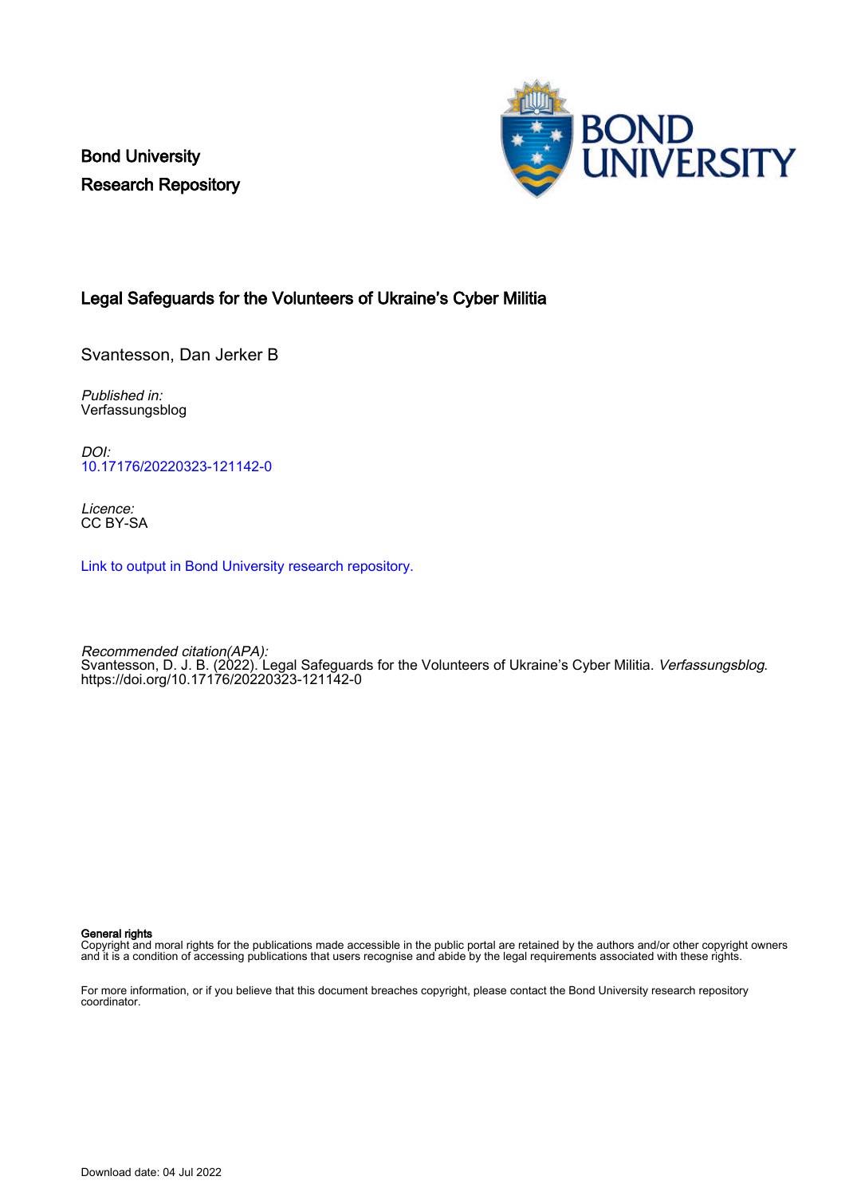Bond University
Research Repository

# Legal Safeguards for the Volunteers of Ukraine's Cyber Militia

Svantesson, Dan Jerker B

*Published in:*
Verfassungsblog

*DOI:*
10.17176/20220323-121142-0

*Licence:*
CC BY-SA

Link to output in Bond University research repository.

*Recommended citation(APA):*
Svantesson, D. J. B. (2022). Legal Safeguards for the Volunteers of Ukraine's Cyber Militia. *Verfassungsblog*. https://doi.org/10.17176/20220323-121142-0

**General rights**
Copyright and moral rights for the publications made accessible in the public portal are retained by the authors and/or other copyright owners and it is a condition of accessing publications that users recognise and abide by the legal requirements associated with these rights.

For more information, or if you believe that this document breaches copyright, please contact the Bond University research repository coordinator.

Download date: 04 Jul 2022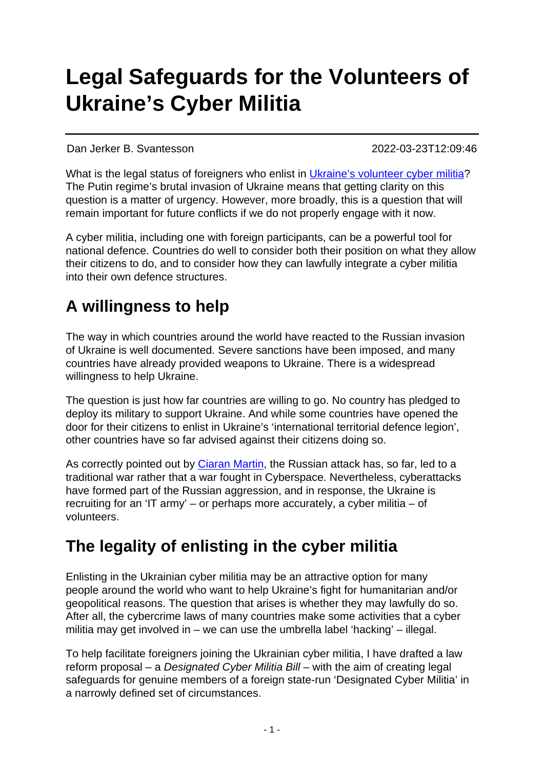# Legal Safeguards for the Volunteers of Ukraine's Cyber Militia

Dan Jerker B. Svantesson 2022-03-23T12:09:46

What is the legal status of foreigners who enlist in [Ukraine's volunteer cyber militia](https://www.reuters.com/technology/ukraine-calls-hacker-underground-defend-against-russia-2022-02-24/)? The Putin regime's brutal invasion of Ukraine means that getting clarity on this question is a matter of urgency. However, more broadly, this is a question that will remain important for future conflicts if we do not properly engage with it now.

A cyber militia, including one with foreign participants, can be a powerful tool for national defence. Countries do well to consider both their position on what they allow their citizens to do, and to consider how they can lawfully integrate a cyber militia into their own defence structures.

## A willingness to help

The way in which countries around the world have reacted to the Russian invasion of Ukraine is well documented. Severe sanctions have been imposed, and many countries have already provided weapons to Ukraine. There is a widespread willingness to help Ukraine.

The question is just how far countries are willing to go. No country has pledged to deploy its military to support Ukraine. And while some countries have opened the door for their citizens to enlist in Ukraine's 'international territorial defence legion', other countries have so far advised against their citizens doing so.

As correctly pointed out by [Ciaran Martin](https://www.ft.com/content/2938a3cd-1825-4013-8219-4ee6342e20ca), the Russian attack has, so far, led to a traditional war rather that a war fought in Cyberspace. Nevertheless, cyberattacks have formed part of the Russian aggression, and in response, the Ukraine is recruiting for an 'IT army' – or perhaps more accurately, a cyber militia – of volunteers.

## The legality of enlisting in the cyber militia

Enlisting in the Ukrainian cyber militia may be an attractive option for many people around the world who want to help Ukraine's fight for humanitarian and/or geopolitical reasons. The question that arises is whether they may lawfully do so. After all, the cybercrime laws of many countries make some activities that a cyber militia may get involved in – we can use the umbrella label 'hacking' – illegal.

To help facilitate foreigners joining the Ukrainian cyber militia, I have drafted a law reform proposal – a *Designated Cyber Militia Bill* – with the aim of creating legal safeguards for genuine members of a foreign state-run 'Designated Cyber Militia' in a narrowly defined set of circumstances.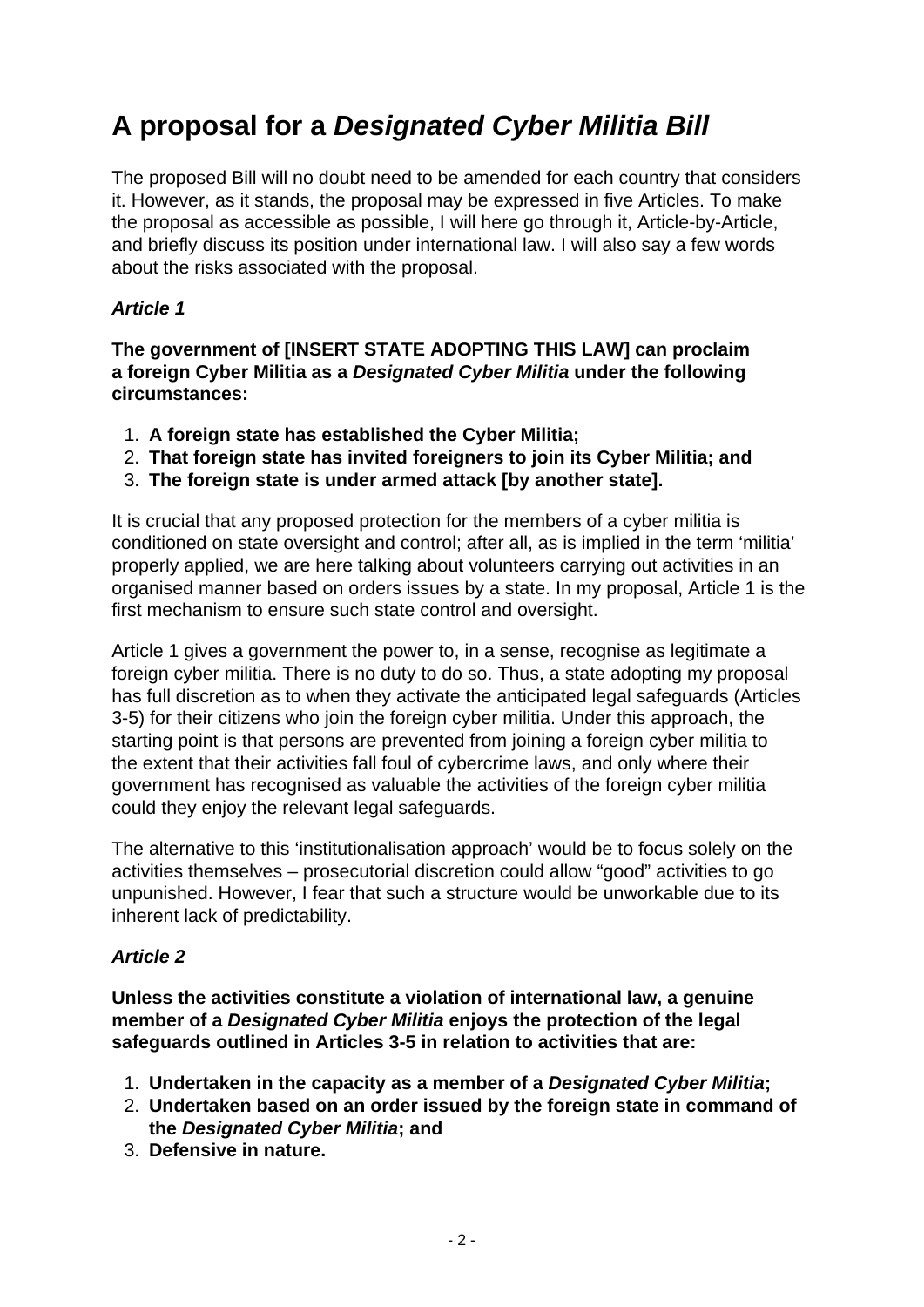# A proposal for a *Designated Cyber Militia Bill*

The proposed Bill will no doubt need to be amended for each country that considers it. However, as it stands, the proposal may be expressed in five Articles. To make the proposal as accessible as possible, I will here go through it, Article-by-Article, and briefly discuss its position under international law. I will also say a few words about the risks associated with the proposal.

### *Article 1*

**The government of [INSERT STATE ADOPTING THIS LAW] can proclaim a foreign Cyber Militia as a *Designated Cyber Militia* under the following circumstances:**

1. **A foreign state has established the Cyber Militia;**
2. **That foreign state has invited foreigners to join its Cyber Militia; and**
3. **The foreign state is under armed attack [by another state].**

It is crucial that any proposed protection for the members of a cyber militia is conditioned on state oversight and control; after all, as is implied in the term 'militia' properly applied, we are here talking about volunteers carrying out activities in an organised manner based on orders issues by a state. In my proposal, Article 1 is the first mechanism to ensure such state control and oversight.

Article 1 gives a government the power to, in a sense, recognise as legitimate a foreign cyber militia. There is no duty to do so. Thus, a state adopting my proposal has full discretion as to when they activate the anticipated legal safeguards (Articles 3-5) for their citizens who join the foreign cyber militia. Under this approach, the starting point is that persons are prevented from joining a foreign cyber militia to the extent that their activities fall foul of cybercrime laws, and only where their government has recognised as valuable the activities of the foreign cyber militia could they enjoy the relevant legal safeguards.

The alternative to this 'institutionalisation approach' would be to focus solely on the activities themselves – prosecutorial discretion could allow "good" activities to go unpunished. However, I fear that such a structure would be unworkable due to its inherent lack of predictability.

### *Article 2*

**Unless the activities constitute a violation of international law, a genuine member of a *Designated Cyber Militia* enjoys the protection of the legal safeguards outlined in Articles 3-5 in relation to activities that are:**

1. **Undertaken in the capacity as a member of a *Designated Cyber Militia*;**
2. **Undertaken based on an order issued by the foreign state in command of the *Designated Cyber Militia*; and**
3. **Defensive in nature.**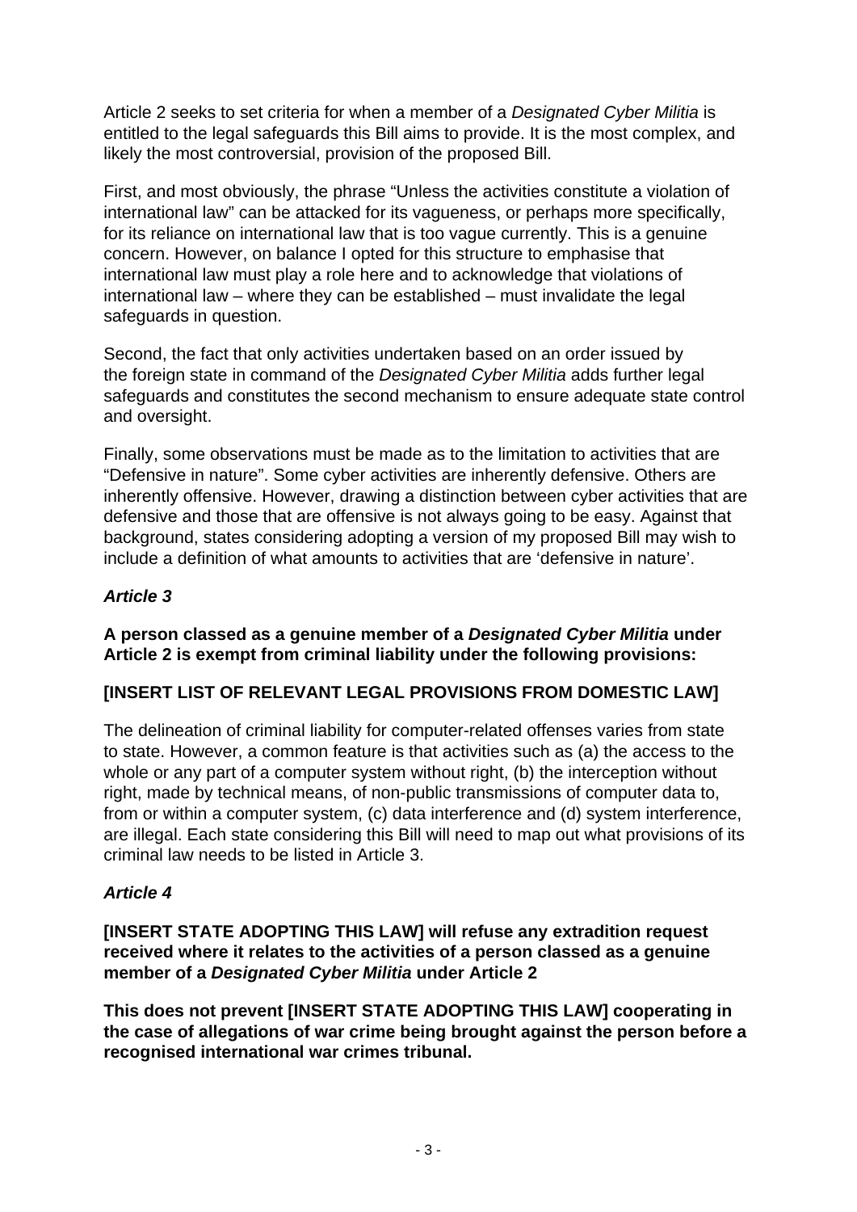Article 2 seeks to set criteria for when a member of a *Designated Cyber Militia* is entitled to the legal safeguards this Bill aims to provide. It is the most complex, and likely the most controversial, provision of the proposed Bill.

First, and most obviously, the phrase "Unless the activities constitute a violation of international law" can be attacked for its vagueness, or perhaps more specifically, for its reliance on international law that is too vague currently. This is a genuine concern. However, on balance I opted for this structure to emphasise that international law must play a role here and to acknowledge that violations of international law – where they can be established – must invalidate the legal safeguards in question.

Second, the fact that only activities undertaken based on an order issued by the foreign state in command of the *Designated Cyber Militia* adds further legal safeguards and constitutes the second mechanism to ensure adequate state control and oversight.

Finally, some observations must be made as to the limitation to activities that are "Defensive in nature". Some cyber activities are inherently defensive. Others are inherently offensive. However, drawing a distinction between cyber activities that are defensive and those that are offensive is not always going to be easy. Against that background, states considering adopting a version of my proposed Bill may wish to include a definition of what amounts to activities that are 'defensive in nature'.

### *Article 3*

**A person classed as a genuine member of a *Designated Cyber Militia* under Article 2 is exempt from criminal liability under the following provisions:**

**[INSERT LIST OF RELEVANT LEGAL PROVISIONS FROM DOMESTIC LAW]**

The delineation of criminal liability for computer-related offenses varies from state to state. However, a common feature is that activities such as (a) the access to the whole or any part of a computer system without right, (b) the interception without right, made by technical means, of non-public transmissions of computer data to, from or within a computer system, (c) data interference and (d) system interference, are illegal. Each state considering this Bill will need to map out what provisions of its criminal law needs to be listed in Article 3.

### *Article 4*

**[INSERT STATE ADOPTING THIS LAW] will refuse any extradition request received where it relates to the activities of a person classed as a genuine member of a *Designated Cyber Militia* under Article 2**

**This does not prevent [INSERT STATE ADOPTING THIS LAW] cooperating in the case of allegations of war crime being brought against the person before a recognised international war crimes tribunal.**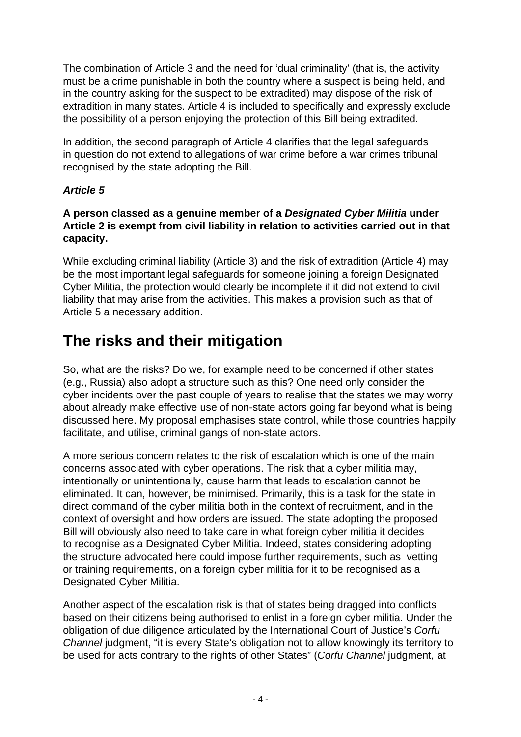The combination of Article 3 and the need for 'dual criminality' (that is, the activity must be a crime punishable in both the country where a suspect is being held, and in the country asking for the suspect to be extradited) may dispose of the risk of extradition in many states. Article 4 is included to specifically and expressly exclude the possibility of a person enjoying the protection of this Bill being extradited.

In addition, the second paragraph of Article 4 clarifies that the legal safeguards in question do not extend to allegations of war crime before a war crimes tribunal recognised by the state adopting the Bill.

***Article 5***

**A person classed as a genuine member of a *Designated Cyber Militia* under Article 2 is exempt from civil liability in relation to activities carried out in that capacity.**

While excluding criminal liability (Article 3) and the risk of extradition (Article 4) may be the most important legal safeguards for someone joining a foreign Designated Cyber Militia, the protection would clearly be incomplete if it did not extend to civil liability that may arise from the activities. This makes a provision such as that of Article 5 a necessary addition.

# The risks and their mitigation

So, what are the risks? Do we, for example need to be concerned if other states (e.g., Russia) also adopt a structure such as this? One need only consider the cyber incidents over the past couple of years to realise that the states we may worry about already make effective use of non-state actors going far beyond what is being discussed here. My proposal emphasises state control, while those countries happily facilitate, and utilise, criminal gangs of non-state actors.

A more serious concern relates to the risk of escalation which is one of the main concerns associated with cyber operations. The risk that a cyber militia may, intentionally or unintentionally, cause harm that leads to escalation cannot be eliminated. It can, however, be minimised. Primarily, this is a task for the state in direct command of the cyber militia both in the context of recruitment, and in the context of oversight and how orders are issued. The state adopting the proposed Bill will obviously also need to take care in what foreign cyber militia it decides to recognise as a Designated Cyber Militia. Indeed, states considering adopting the structure advocated here could impose further requirements, such as vetting or training requirements, on a foreign cyber militia for it to be recognised as a Designated Cyber Militia.

Another aspect of the escalation risk is that of states being dragged into conflicts based on their citizens being authorised to enlist in a foreign cyber militia. Under the obligation of due diligence articulated by the International Court of Justice's *Corfu Channel* judgment, "it is every State's obligation not to allow knowingly its territory to be used for acts contrary to the rights of other States" (*Corfu Channel* judgment, at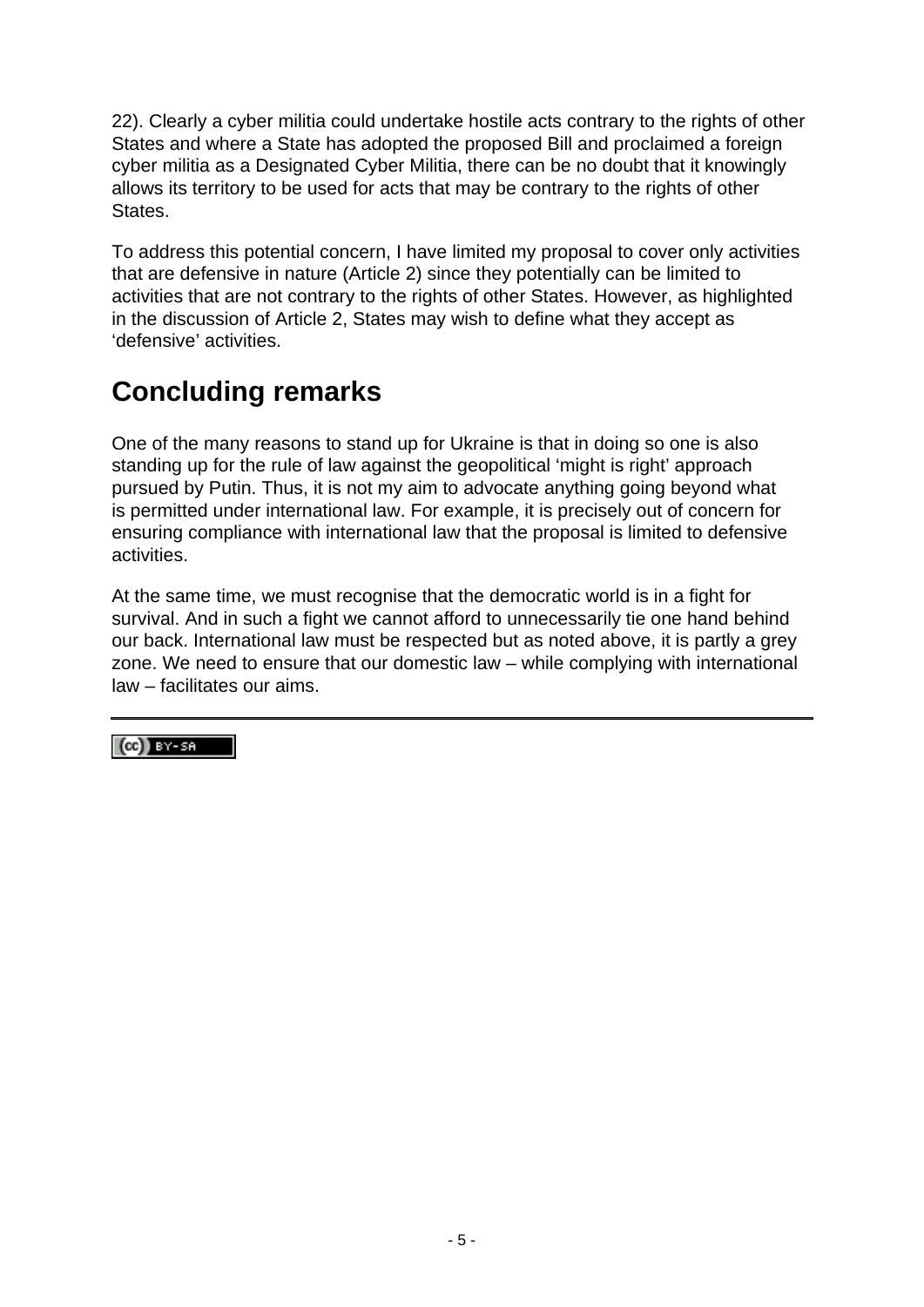22). Clearly a cyber militia could undertake hostile acts contrary to the rights of other States and where a State has adopted the proposed Bill and proclaimed a foreign cyber militia as a Designated Cyber Militia, there can be no doubt that it knowingly allows its territory to be used for acts that may be contrary to the rights of other States.

To address this potential concern, I have limited my proposal to cover only activities that are defensive in nature (Article 2) since they potentially can be limited to activities that are not contrary to the rights of other States. However, as highlighted in the discussion of Article 2, States may wish to define what they accept as 'defensive' activities.

## Concluding remarks

One of the many reasons to stand up for Ukraine is that in doing so one is also standing up for the rule of law against the geopolitical 'might is right' approach pursued by Putin. Thus, it is not my aim to advocate anything going beyond what is permitted under international law. For example, it is precisely out of concern for ensuring compliance with international law that the proposal is limited to defensive activities.

At the same time, we must recognise that the democratic world is in a fight for survival. And in such a fight we cannot afford to unnecessarily tie one hand behind our back. International law must be respected but as noted above, it is partly a grey zone. We need to ensure that our domestic law – while complying with international law – facilitates our aims.

---

(cc) BY-SA